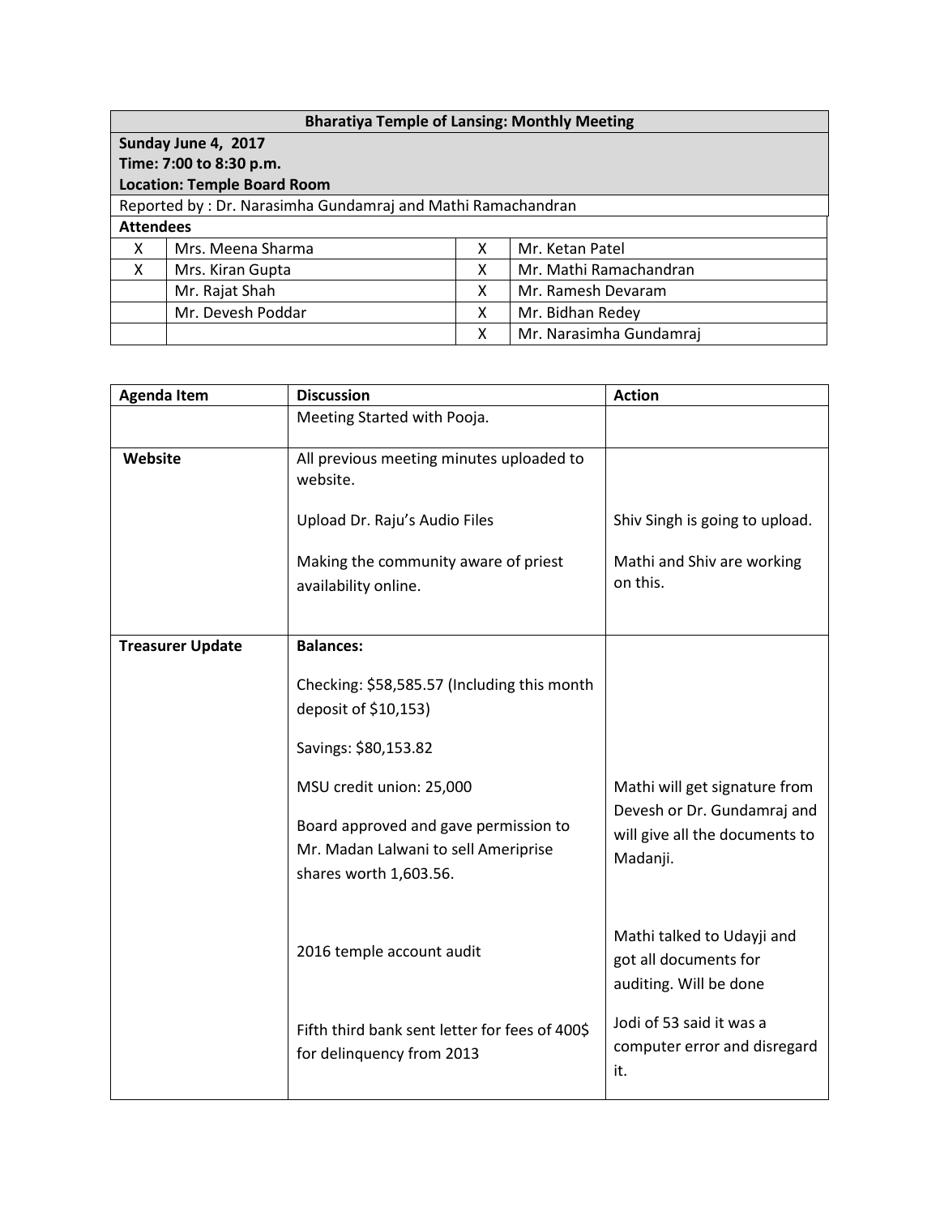| Bharatiya Temple of Lansing: Monthly Meeting | | | |
|---|---|---|---|
| **Sunday June 4, 2017**<br>**Time: 7:00 to 8:30 p.m.**<br>**Location: Temple Board Room** | | | |
| Reported by : Dr. Narasimha Gundamraj and Mathi Ramachandran | | | |
| **Attendees** | | | |
| X | Mrs. Meena Sharma | X | Mr. Ketan Patel |
| X | Mrs. Kiran Gupta | X | Mr. Mathi Ramachandran |
| | Mr. Rajat Shah | X | Mr. Ramesh Devaram |
| | Mr. Devesh Poddar | X | Mr. Bidhan Redey |
| | | X | Mr. Narasimha Gundamraj |

| Agenda Item | Discussion | Action |
|---|---|---|
| | Meeting Started with Pooja. | |
| **Website** | All previous meeting minutes uploaded to website.<br><br>Upload Dr. Raju's Audio Files<br><br>Making the community aware of priest availability online. | <br><br>Shiv Singh is going to upload.<br><br>Mathi and Shiv are working on this. |
| **Treasurer Update** | **Balances:**<br><br>Checking: $58,585.57 (Including this month deposit of $10,153)<br><br>Savings: $80,153.82<br><br>MSU credit union: 25,000<br><br>Board approved and gave permission to Mr. Madan Lalwani to sell Ameriprise shares worth 1,603.56.<br><br>2016 temple account audit<br><br>Fifth third bank sent letter for fees of 400$ for delinquency from 2013 | <br><br><br><br><br><br>Mathi will get signature from Devesh or Dr. Gundamraj and will give all the documents to Madanji.<br><br>Mathi talked to Udayji and got all documents for auditing. Will be done<br><br>Jodi of 53 said it was a computer error and disregard it. |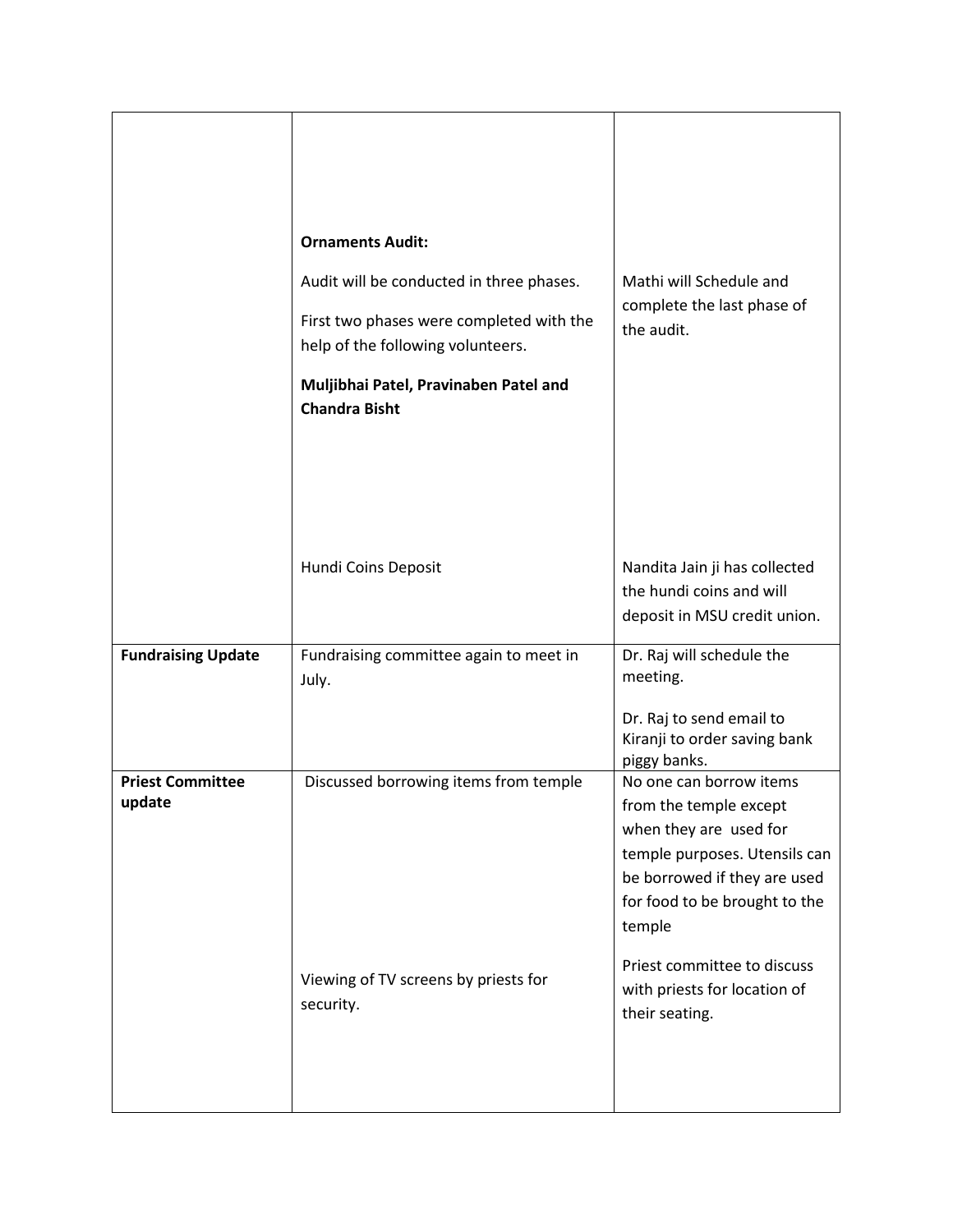| | | |
|---|---|---|
| | **Ornaments Audit:**<br><br>Audit will be conducted in three phases.<br><br>First two phases were completed with the help of the following volunteers.<br><br>**Muljibhai Patel, Pravinaben Patel and Chandra Bisht** | Mathi will Schedule and complete the last phase of the audit. |
| | Hundi Coins Deposit | Nandita Jain ji has collected the hundi coins and will deposit in MSU credit union. |
| **Fundraising Update** | Fundraising committee again to meet in July. | Dr. Raj will schedule the meeting.<br><br>Dr. Raj to send email to Kiranji to order saving bank piggy banks. |
| **Priest Committee update** | Discussed borrowing items from temple | No one can borrow items from the temple except when they are used for temple purposes. Utensils can be borrowed if they are used for food to be brought to the temple |
| | Viewing of TV screens by priests for security. | Priest committee to discuss with priests for location of their seating. |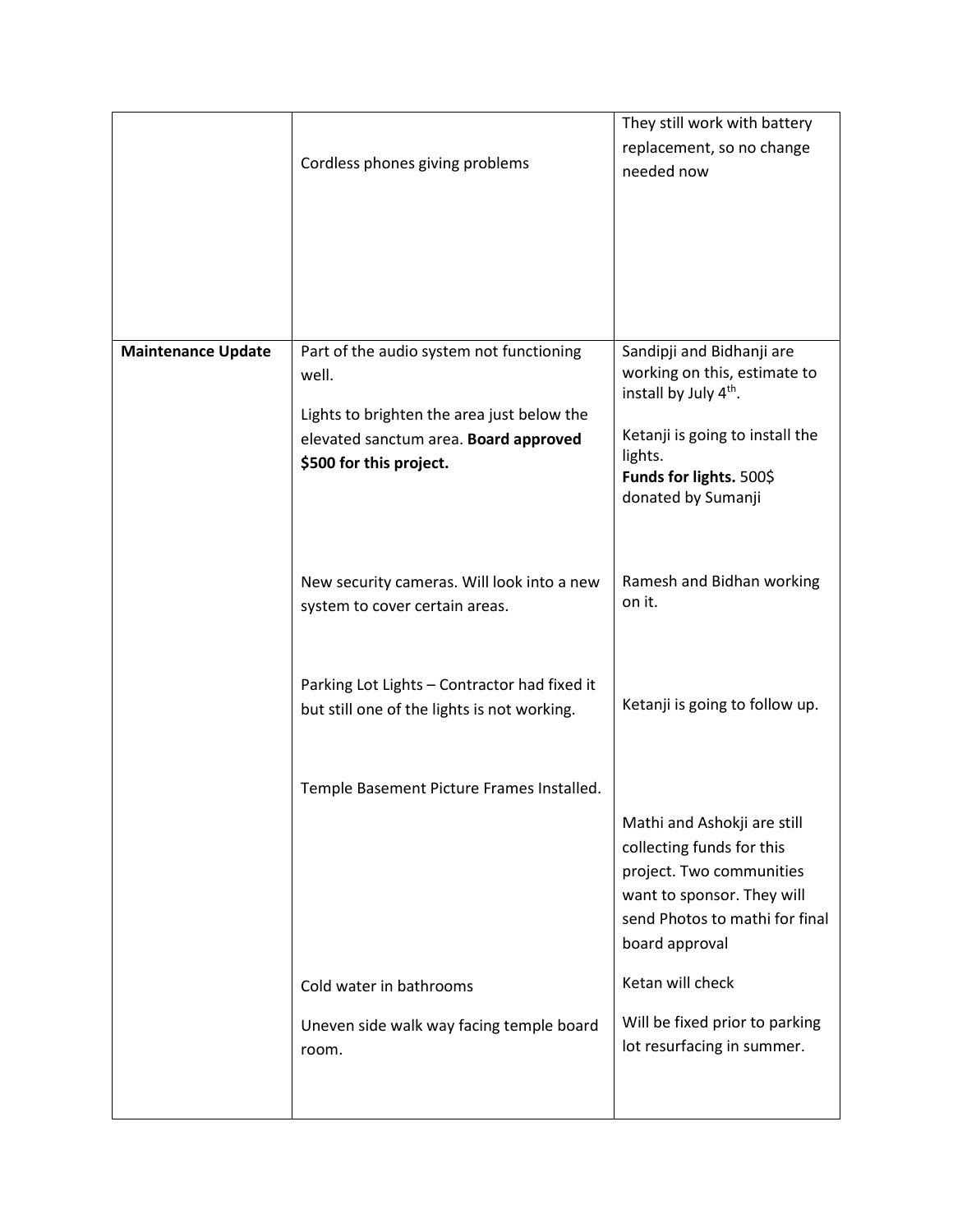| | | |
|---|---|---|
| | Cordless phones giving problems | They still work with battery replacement, so no change needed now |
| **Maintenance Update** | Part of the audio system not functioning well.<br><br>Lights to brighten the area just below the elevated sanctum area. **Board approved \$500 for this project.** | Sandipji and Bidhanji are working on this, estimate to install by July 4th.<br><br>Ketanji is going to install the lights.<br>**Funds for lights.** 500\$ donated by Sumanji |
| | New security cameras. Will look into a new system to cover certain areas. | Ramesh and Bidhan working on it. |
| | Parking Lot Lights – Contractor had fixed it but still one of the lights is not working. | Ketanji is going to follow up. |
| | Temple Basement Picture Frames Installed. | Mathi and Ashokji are still collecting funds for this project. Two communities want to sponsor. They will send Photos to mathi for final board approval |
| | Cold water in bathrooms | Ketan will check |
| | Uneven side walk way facing temple board room. | Will be fixed prior to parking lot resurfacing in summer. |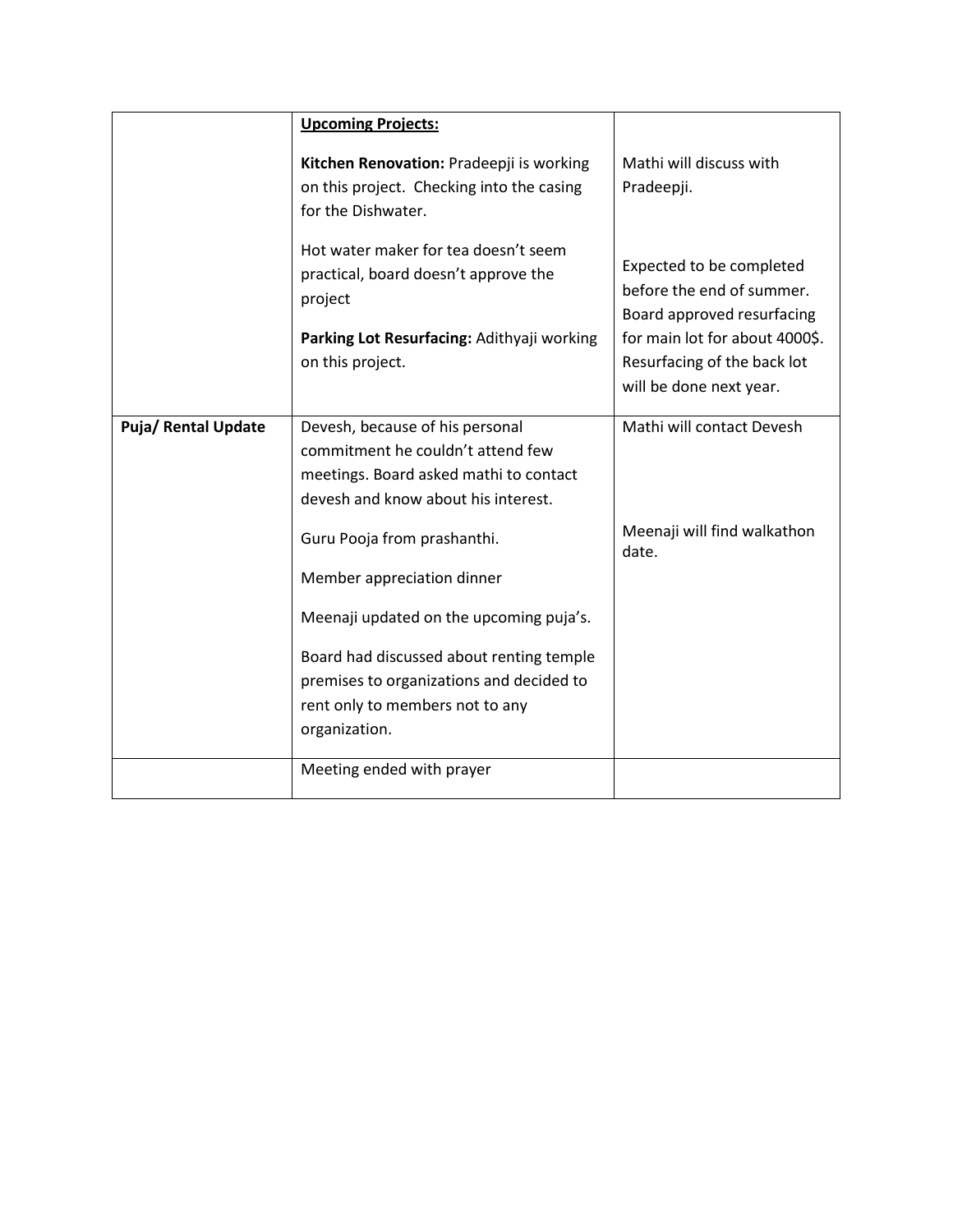| | | |
|---|---|---|
| | **Upcoming Projects:**<br><br>**Kitchen Renovation:** Pradeepji is working on this project. Checking into the casing for the Dishwater.<br><br>Hot water maker for tea doesn't seem practical, board doesn't approve the project<br><br>**Parking Lot Resurfacing:** Adithyaji working on this project. | Mathi will discuss with Pradeepji.<br><br>Expected to be completed before the end of summer. Board approved resurfacing for main lot for about 4000$. Resurfacing of the back lot will be done next year. |
| **Puja/ Rental Update** | Devesh, because of his personal commitment he couldn't attend few meetings. Board asked mathi to contact devesh and know about his interest.<br><br>Guru Pooja from prashanthi.<br><br>Member appreciation dinner<br><br>Meenaji updated on the upcoming puja's.<br><br>Board had discussed about renting temple premises to organizations and decided to rent only to members not to any organization. | Mathi will contact Devesh<br><br>Meenaji will find walkathon date. |
| | Meeting ended with prayer | |